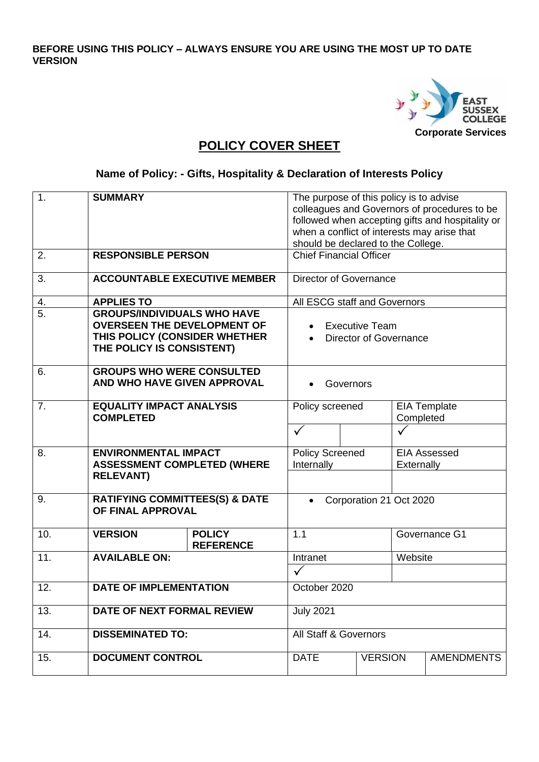**BEFORE USING THIS POLICY – ALWAYS ENSURE YOU ARE USING THE MOST UP TO DATE VERSION**

EAST SUSSEX COLLEGE

**Corporate Services**

# POLICY COVER SHEET

## Name of Policy: - Gifts, Hospitality & Declaration of Interests Policy

| | | | | | | |
|---|---|---|---|---|---|---|
| 1. | **SUMMARY** | | The purpose of this policy is to advise colleagues and Governors of procedures to be followed when accepting gifts and hospitality or when a conflict of interests may arise that should be declared to the College. | | | |
| 2. | **RESPONSIBLE PERSON** | | Chief Financial Officer | | | |
| 3. | **ACCOUNTABLE EXECUTIVE MEMBER** | | Director of Governance | | | |
| 4. | **APPLIES TO** | | All ESCG staff and Governors | | | |
| 5. | **GROUPS/INDIVIDUALS WHO HAVE OVERSEEN THE DEVELOPMENT OF THIS POLICY (CONSIDER WHETHER THE POLICY IS CONSISTENT)** | | • Executive Team<br>• Director of Governance | | | |
| 6. | **GROUPS WHO WERE CONSULTED AND WHO HAVE GIVEN APPROVAL** | | • Governors | | | |
| 7. | **EQUALITY IMPACT ANALYSIS COMPLETED** | | Policy screened | | EIA Template Completed | |
| | | | ✓ | | ✓ | |
| 8. | **ENVIRONMENTAL IMPACT ASSESSMENT COMPLETED (WHERE RELEVANT)** | | Policy Screened Internally | | EIA Assessed Externally | |
| | | | | | | |
| 9. | **RATIFYING COMMITTEES(S) & DATE OF FINAL APPROVAL** | | • Corporation 21 Oct 2020 | | | |
| 10. | **VERSION** | **POLICY REFERENCE** | 1.1 | | Governance G1 | |
| 11. | **AVAILABLE ON:** | | Intranet | | Website | |
| | | | ✓ | | | |
| 12. | **DATE OF IMPLEMENTATION** | | October 2020 | | | |
| 13. | **DATE OF NEXT FORMAL REVIEW** | | July 2021 | | | |
| 14. | **DISSEMINATED TO:** | | All Staff & Governors | | | |
| 15. | **DOCUMENT CONTROL** | | DATE | VERSION | | AMENDMENTS |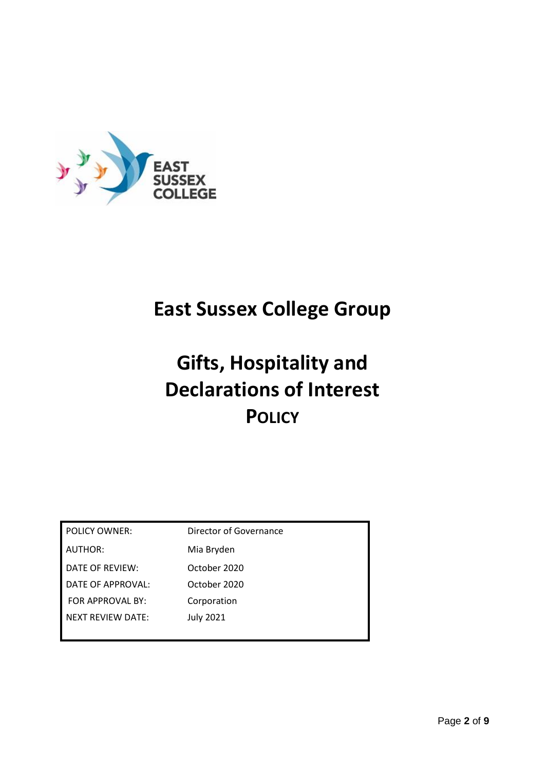# East Sussex College Group

# Gifts, Hospitality and Declarations of Interest POLICY

| | |
|---|---|
| POLICY OWNER: | Director of Governance |
| AUTHOR: | Mia Bryden |
| DATE OF REVIEW: | October 2020 |
| DATE OF APPROVAL: | October 2020 |
| FOR APPROVAL BY: | Corporation |
| NEXT REVIEW DATE: | July 2021 |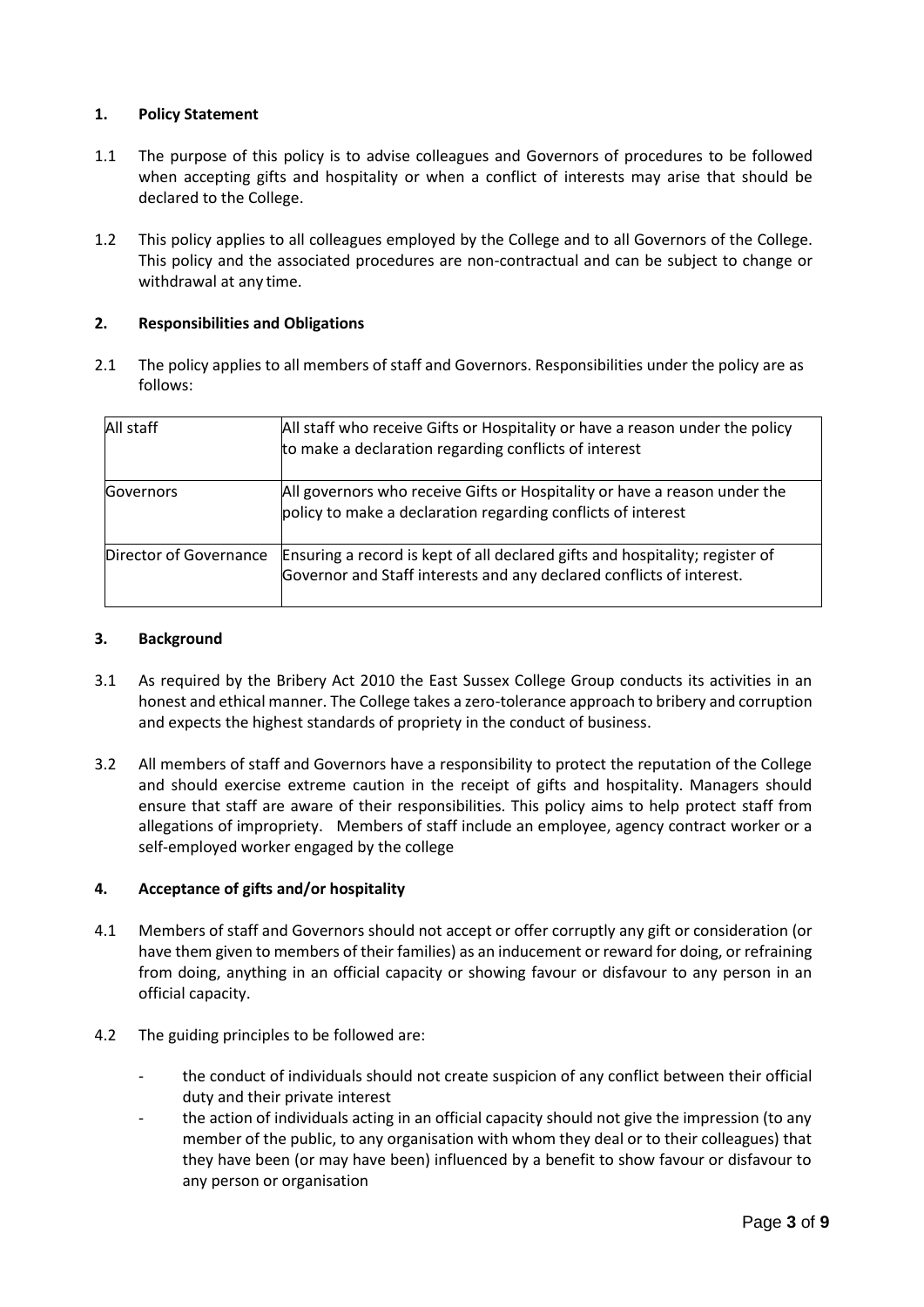## 1. Policy Statement

1.1 The purpose of this policy is to advise colleagues and Governors of procedures to be followed when accepting gifts and hospitality or when a conflict of interests may arise that should be declared to the College.

1.2 This policy applies to all colleagues employed by the College and to all Governors of the College. This policy and the associated procedures are non-contractual and can be subject to change or withdrawal at any time.

## 2. Responsibilities and Obligations

2.1 The policy applies to all members of staff and Governors. Responsibilities under the policy are as follows:

| | |
|---|---|
| All staff | All staff who receive Gifts or Hospitality or have a reason under the policy to make a declaration regarding conflicts of interest |
| Governors | All governors who receive Gifts or Hospitality or have a reason under the policy to make a declaration regarding conflicts of interest |
| Director of Governance | Ensuring a record is kept of all declared gifts and hospitality; register of Governor and Staff interests and any declared conflicts of interest. |

## 3. Background

3.1 As required by the Bribery Act 2010 the East Sussex College Group conducts its activities in an honest and ethical manner. The College takes a zero-tolerance approach to bribery and corruption and expects the highest standards of propriety in the conduct of business.

3.2 All members of staff and Governors have a responsibility to protect the reputation of the College and should exercise extreme caution in the receipt of gifts and hospitality. Managers should ensure that staff are aware of their responsibilities. This policy aims to help protect staff from allegations of impropriety. Members of staff include an employee, agency contract worker or a self-employed worker engaged by the college

## 4. Acceptance of gifts and/or hospitality

4.1 Members of staff and Governors should not accept or offer corruptly any gift or consideration (or have them given to members of their families) as an inducement or reward for doing, or refraining from doing, anything in an official capacity or showing favour or disfavour to any person in an official capacity.

4.2 The guiding principles to be followed are:

- the conduct of individuals should not create suspicion of any conflict between their official duty and their private interest
- the action of individuals acting in an official capacity should not give the impression (to any member of the public, to any organisation with whom they deal or to their colleagues) that they have been (or may have been) influenced by a benefit to show favour or disfavour to any person or organisation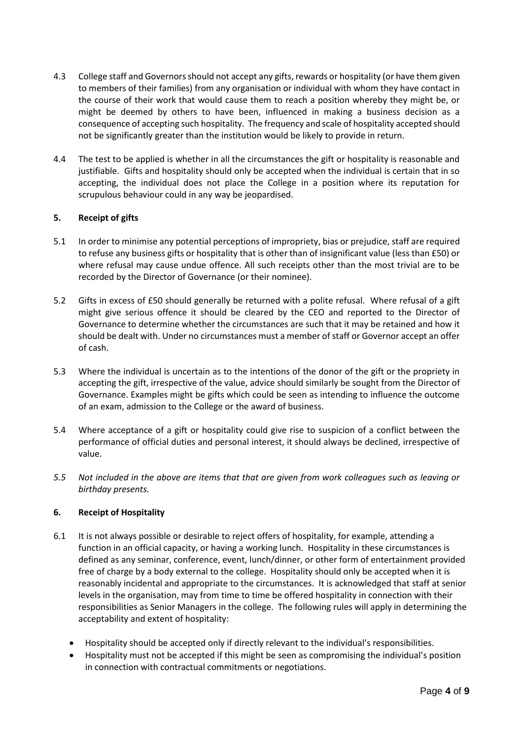4.3 College staff and Governors should not accept any gifts, rewards or hospitality (or have them given to members of their families) from any organisation or individual with whom they have contact in the course of their work that would cause them to reach a position whereby they might be, or might be deemed by others to have been, influenced in making a business decision as a consequence of accepting such hospitality. The frequency and scale of hospitality accepted should not be significantly greater than the institution would be likely to provide in return.

4.4 The test to be applied is whether in all the circumstances the gift or hospitality is reasonable and justifiable. Gifts and hospitality should only be accepted when the individual is certain that in so accepting, the individual does not place the College in a position where its reputation for scrupulous behaviour could in any way be jeopardised.

### 5. Receipt of gifts

5.1 In order to minimise any potential perceptions of impropriety, bias or prejudice, staff are required to refuse any business gifts or hospitality that is other than of insignificant value (less than £50) or where refusal may cause undue offence. All such receipts other than the most trivial are to be recorded by the Director of Governance (or their nominee).

5.2 Gifts in excess of £50 should generally be returned with a polite refusal. Where refusal of a gift might give serious offence it should be cleared by the CEO and reported to the Director of Governance to determine whether the circumstances are such that it may be retained and how it should be dealt with. Under no circumstances must a member of staff or Governor accept an offer of cash.

5.3 Where the individual is uncertain as to the intentions of the donor of the gift or the propriety in accepting the gift, irrespective of the value, advice should similarly be sought from the Director of Governance. Examples might be gifts which could be seen as intending to influence the outcome of an exam, admission to the College or the award of business.

5.4 Where acceptance of a gift or hospitality could give rise to suspicion of a conflict between the performance of official duties and personal interest, it should always be declined, irrespective of value.

*5.5 Not included in the above are items that that are given from work colleagues such as leaving or birthday presents.*

### 6. Receipt of Hospitality

6.1 It is not always possible or desirable to reject offers of hospitality, for example, attending a function in an official capacity, or having a working lunch. Hospitality in these circumstances is defined as any seminar, conference, event, lunch/dinner, or other form of entertainment provided free of charge by a body external to the college. Hospitality should only be accepted when it is reasonably incidental and appropriate to the circumstances. It is acknowledged that staff at senior levels in the organisation, may from time to time be offered hospitality in connection with their responsibilities as Senior Managers in the college. The following rules will apply in determining the acceptability and extent of hospitality:

- Hospitality should be accepted only if directly relevant to the individual's responsibilities.
- Hospitality must not be accepted if this might be seen as compromising the individual's position in connection with contractual commitments or negotiations.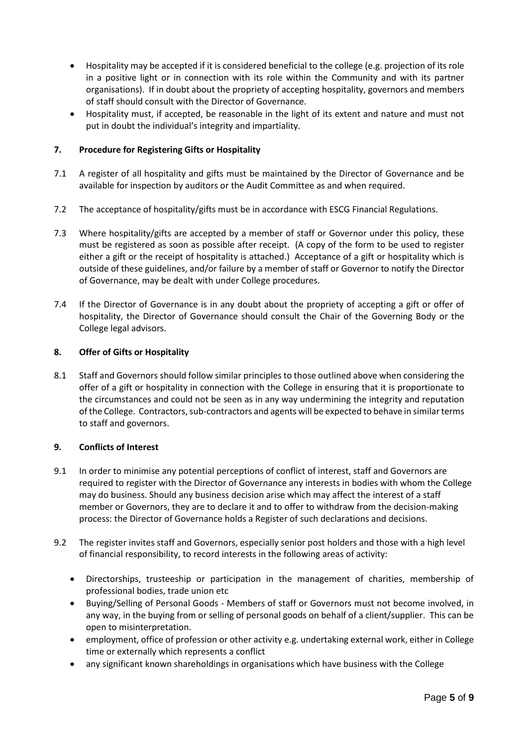- Hospitality may be accepted if it is considered beneficial to the college (e.g. projection of its role in a positive light or in connection with its role within the Community and with its partner organisations). If in doubt about the propriety of accepting hospitality, governors and members of staff should consult with the Director of Governance.
- Hospitality must, if accepted, be reasonable in the light of its extent and nature and must not put in doubt the individual's integrity and impartiality.

## 7. Procedure for Registering Gifts or Hospitality

7.1 A register of all hospitality and gifts must be maintained by the Director of Governance and be available for inspection by auditors or the Audit Committee as and when required.

7.2 The acceptance of hospitality/gifts must be in accordance with ESCG Financial Regulations.

7.3 Where hospitality/gifts are accepted by a member of staff or Governor under this policy, these must be registered as soon as possible after receipt. (A copy of the form to be used to register either a gift or the receipt of hospitality is attached.) Acceptance of a gift or hospitality which is outside of these guidelines, and/or failure by a member of staff or Governor to notify the Director of Governance, may be dealt with under College procedures.

7.4 If the Director of Governance is in any doubt about the propriety of accepting a gift or offer of hospitality, the Director of Governance should consult the Chair of the Governing Body or the College legal advisors.

## 8. Offer of Gifts or Hospitality

8.1 Staff and Governors should follow similar principles to those outlined above when considering the offer of a gift or hospitality in connection with the College in ensuring that it is proportionate to the circumstances and could not be seen as in any way undermining the integrity and reputation of the College. Contractors, sub-contractors and agents will be expected to behave in similar terms to staff and governors.

## 9. Conflicts of Interest

9.1 In order to minimise any potential perceptions of conflict of interest, staff and Governors are required to register with the Director of Governance any interests in bodies with whom the College may do business. Should any business decision arise which may affect the interest of a staff member or Governors, they are to declare it and to offer to withdraw from the decision-making process: the Director of Governance holds a Register of such declarations and decisions.

9.2 The register invites staff and Governors, especially senior post holders and those with a high level of financial responsibility, to record interests in the following areas of activity:

- Directorships, trusteeship or participation in the management of charities, membership of professional bodies, trade union etc
- Buying/Selling of Personal Goods - Members of staff or Governors must not become involved, in any way, in the buying from or selling of personal goods on behalf of a client/supplier. This can be open to misinterpretation.
- employment, office of profession or other activity e.g. undertaking external work, either in College time or externally which represents a conflict
- any significant known shareholdings in organisations which have business with the College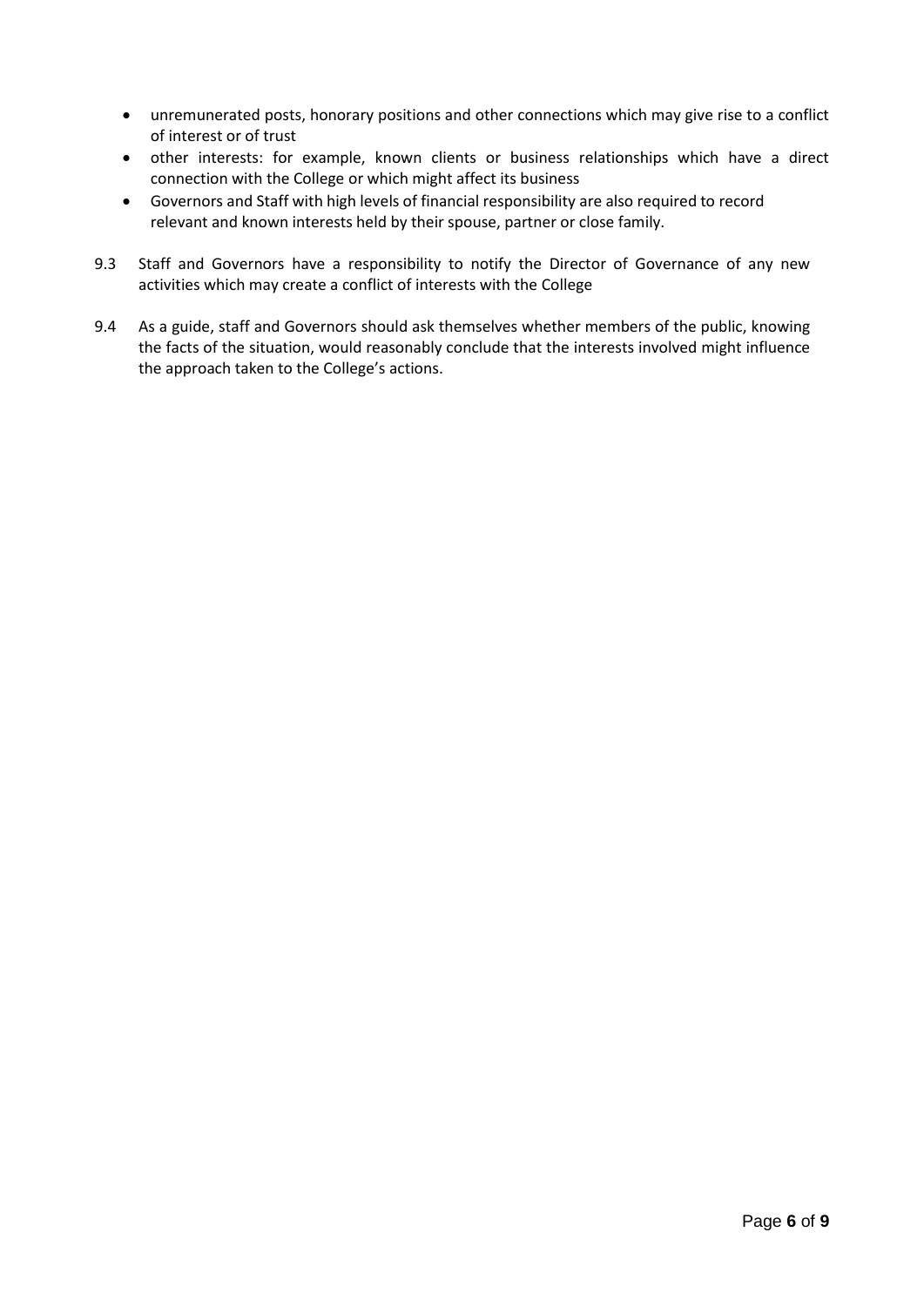- unremunerated posts, honorary positions and other connections which may give rise to a conflict of interest or of trust
- other interests: for example, known clients or business relationships which have a direct connection with the College or which might affect its business
- Governors and Staff with high levels of financial responsibility are also required to record relevant and known interests held by their spouse, partner or close family.

9.3 Staff and Governors have a responsibility to notify the Director of Governance of any new activities which may create a conflict of interests with the College

9.4 As a guide, staff and Governors should ask themselves whether members of the public, knowing the facts of the situation, would reasonably conclude that the interests involved might influence the approach taken to the College's actions.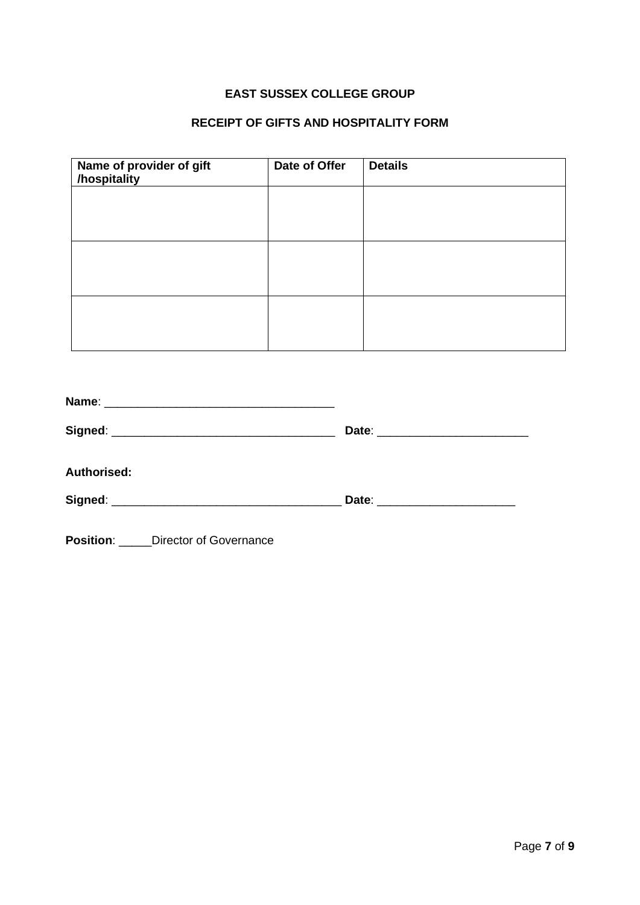**EAST SUSSEX COLLEGE GROUP**

**RECEIPT OF GIFTS AND HOSPITALITY FORM**

| Name of provider of gift /hospitality | Date of Offer | Details |
|---|---|---|
| | | |
| | | |
| | | |

**Name**: ___________________________________

**Signed**: __________________________________ **Date**: _______________________

**Authorised:**

**Signed**: ___________________________________ **Date**: _____________________

**Position**: _____Director of Governance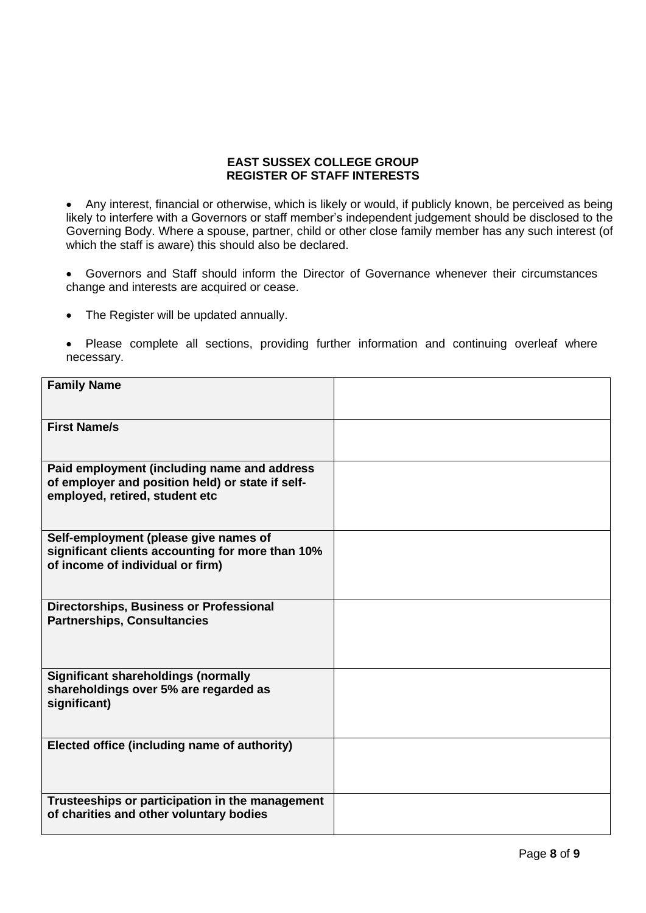**EAST SUSSEX COLLEGE GROUP**
**REGISTER OF STAFF INTERESTS**

- Any interest, financial or otherwise, which is likely or would, if publicly known, be perceived as being likely to interfere with a Governors or staff member's independent judgement should be disclosed to the Governing Body. Where a spouse, partner, child or other close family member has any such interest (of which the staff is aware) this should also be declared.

- Governors and Staff should inform the Director of Governance whenever their circumstances change and interests are acquired or cease.

- The Register will be updated annually.

- Please complete all sections, providing further information and continuing overleaf where necessary.

| | |
|---|---|
| **Family Name** | |
| **First Name/s** | |
| **Paid employment (including name and address of employer and position held) or state if self-employed, retired, student etc** | |
| **Self-employment (please give names of significant clients accounting for more than 10% of income of individual or firm)** | |
| **Directorships, Business or Professional Partnerships, Consultancies** | |
| **Significant shareholdings (normally shareholdings over 5% are regarded as significant)** | |
| **Elected office (including name of authority)** | |
| **Trusteeships or participation in the management of charities and other voluntary bodies** | |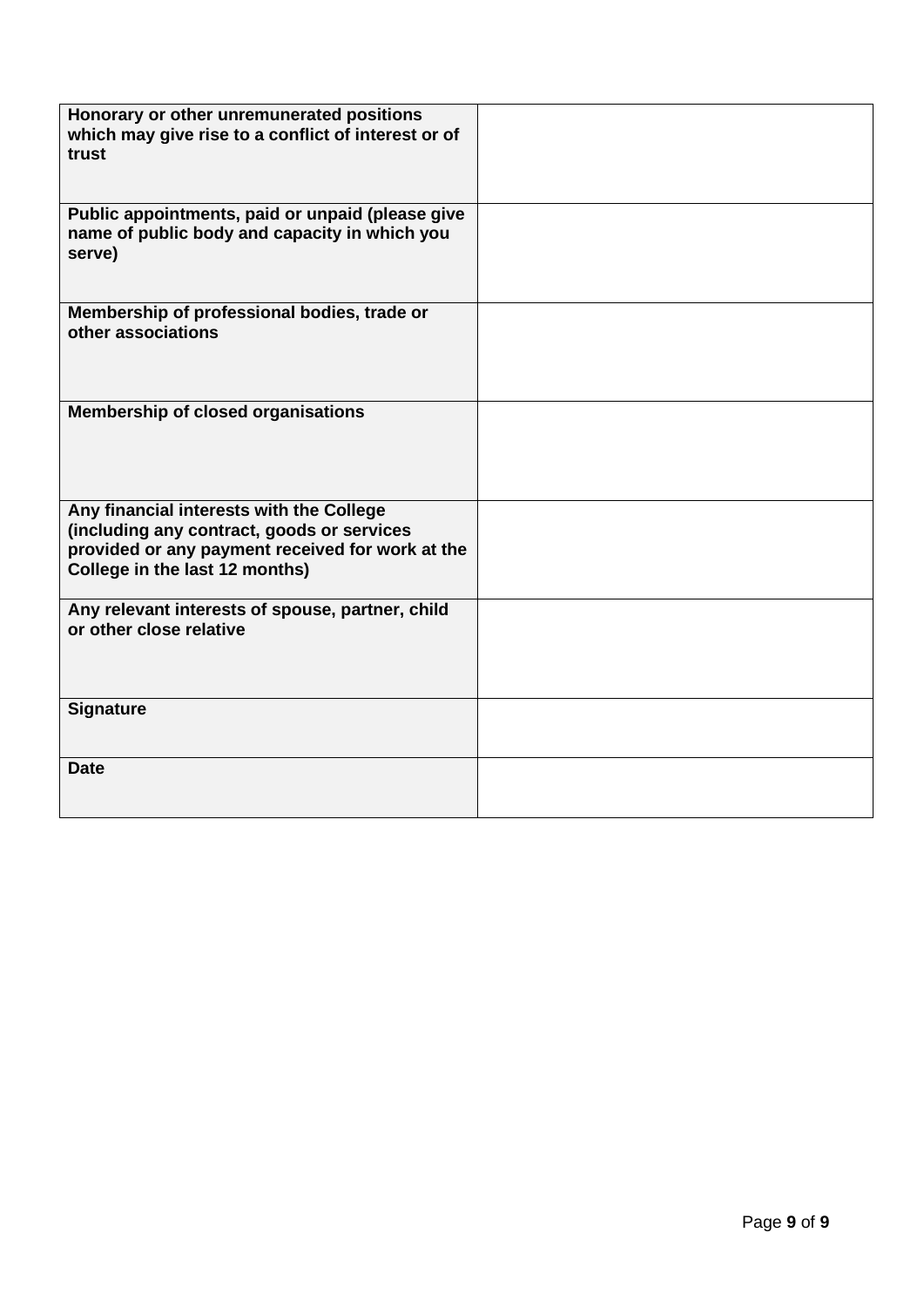| | |
|---|---|
| **Honorary or other unremunerated positions which may give rise to a conflict of interest or of trust** | |
| **Public appointments, paid or unpaid (please give name of public body and capacity in which you serve)** | |
| **Membership of professional bodies, trade or other associations** | |
| **Membership of closed organisations** | |
| **Any financial interests with the College (including any contract, goods or services provided or any payment received for work at the College in the last 12 months)** | |
| **Any relevant interests of spouse, partner, child or other close relative** | |
| **Signature** | |
| **Date** | |